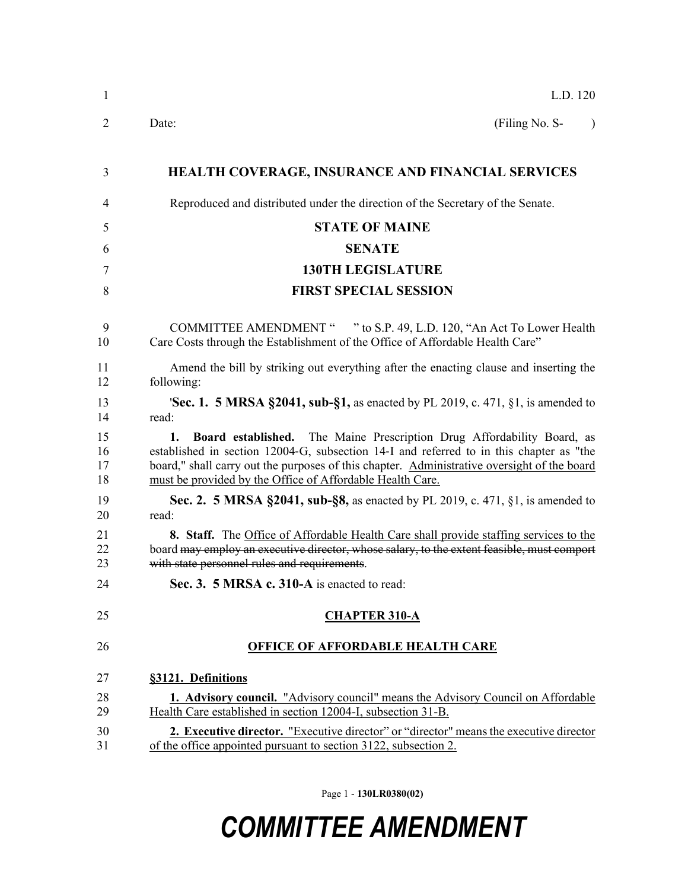L.D. 120

Date: (Filing No. S- )

**HEALTH COVERAGE, INSURANCE AND FINANCIAL SERVICES**

Reproduced and distributed under the direction of the Secretary of the Senate.

**STATE OF MAINE**

**SENATE**

**130TH LEGISLATURE**

**FIRST SPECIAL SESSION**

COMMITTEE AMENDMENT " " to S.P. 49, L.D. 120, "An Act To Lower Health Care Costs through the Establishment of the Office of Affordable Health Care"

Amend the bill by striking out everything after the enacting clause and inserting the following:

'**Sec. 1. 5 MRSA §2041, sub-§1,** as enacted by PL 2019, c. 471, §1, is amended to read:

**1. Board established.** The Maine Prescription Drug Affordability Board, as established in section 12004-G, subsection 14-I and referred to in this chapter as "the board," shall carry out the purposes of this chapter. <u>Administrative oversight of the board must be provided by the Office of Affordable Health Care.</u>

**Sec. 2. 5 MRSA §2041, sub-§8,** as enacted by PL 2019, c. 471, §1, is amended to read:

**8. Staff.** The <u>Office of Affordable Health Care shall provide staffing services to the</u> board ~~may employ an executive director, whose salary, to the extent feasible, must comport with state personnel rules and requirements~~.

**Sec. 3. 5 MRSA c. 310-A** is enacted to read:

**<u>CHAPTER 310-A</u>**

**<u>OFFICE OF AFFORDABLE HEALTH CARE</u>**

**<u>§3121. Definitions</u>**

<u>**1. Advisory council.** "Advisory council" means the Advisory Council on Affordable Health Care established in section 12004-I, subsection 31-B.</u>

<u>**2. Executive director.** "Executive director" or "director" means the executive director of the office appointed pursuant to section 3122, subsection 2.</u>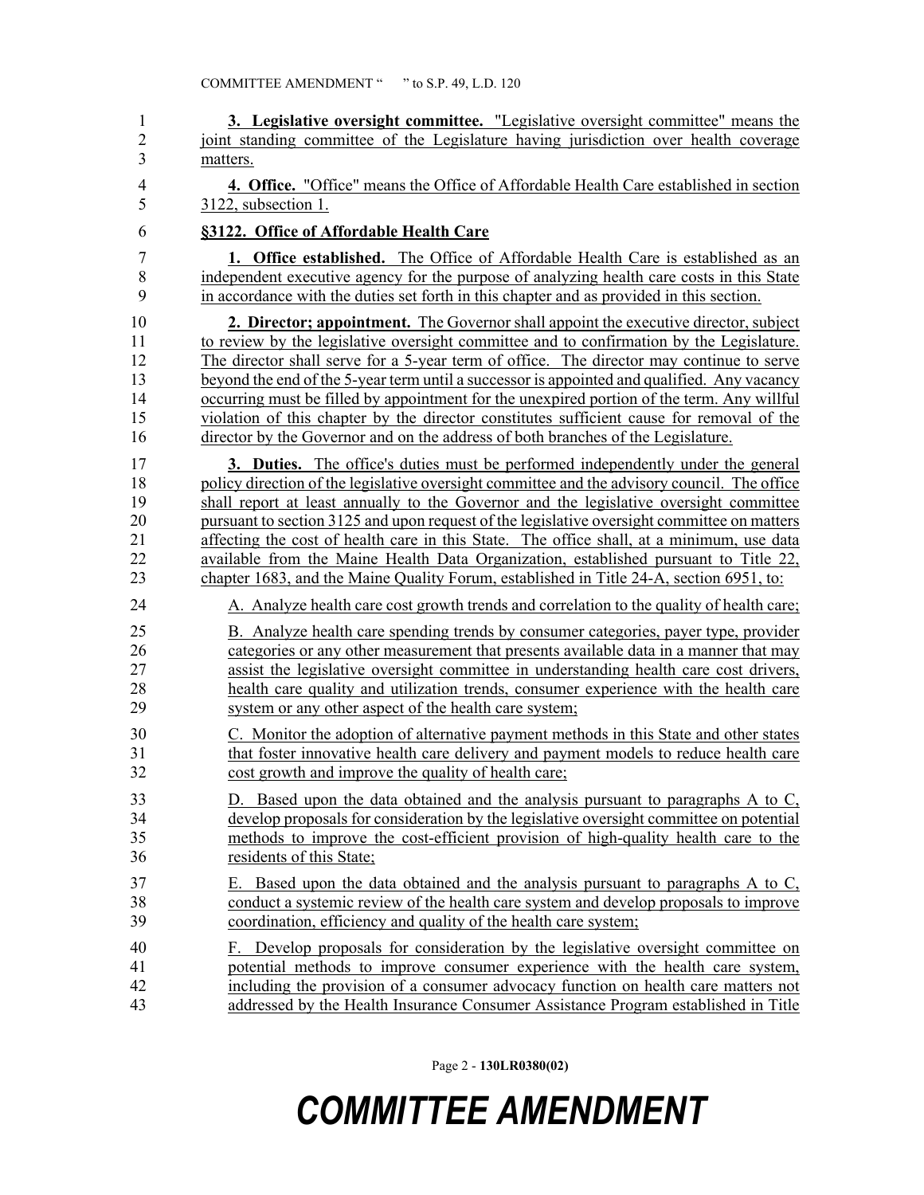**3. Legislative oversight committee.** "Legislative oversight committee" means the joint standing committee of the Legislature having jurisdiction over health coverage matters.

**4. Office.** "Office" means the Office of Affordable Health Care established in section 3122, subsection 1.

**§3122. Office of Affordable Health Care**

**1. Office established.** The Office of Affordable Health Care is established as an independent executive agency for the purpose of analyzing health care costs in this State in accordance with the duties set forth in this chapter and as provided in this section.

**2. Director; appointment.** The Governor shall appoint the executive director, subject to review by the legislative oversight committee and to confirmation by the Legislature. The director shall serve for a 5-year term of office. The director may continue to serve beyond the end of the 5-year term until a successor is appointed and qualified. Any vacancy occurring must be filled by appointment for the unexpired portion of the term. Any willful violation of this chapter by the director constitutes sufficient cause for removal of the director by the Governor and on the address of both branches of the Legislature.

**3. Duties.** The office's duties must be performed independently under the general policy direction of the legislative oversight committee and the advisory council. The office shall report at least annually to the Governor and the legislative oversight committee pursuant to section 3125 and upon request of the legislative oversight committee on matters affecting the cost of health care in this State. The office shall, at a minimum, use data available from the Maine Health Data Organization, established pursuant to Title 22, chapter 1683, and the Maine Quality Forum, established in Title 24-A, section 6951, to:

A. Analyze health care cost growth trends and correlation to the quality of health care;

B. Analyze health care spending trends by consumer categories, payer type, provider categories or any other measurement that presents available data in a manner that may assist the legislative oversight committee in understanding health care cost drivers, health care quality and utilization trends, consumer experience with the health care system or any other aspect of the health care system;

C. Monitor the adoption of alternative payment methods in this State and other states that foster innovative health care delivery and payment models to reduce health care cost growth and improve the quality of health care;

D. Based upon the data obtained and the analysis pursuant to paragraphs A to C, develop proposals for consideration by the legislative oversight committee on potential methods to improve the cost-efficient provision of high-quality health care to the residents of this State;

E. Based upon the data obtained and the analysis pursuant to paragraphs A to C, conduct a systemic review of the health care system and develop proposals to improve coordination, efficiency and quality of the health care system;

F. Develop proposals for consideration by the legislative oversight committee on potential methods to improve consumer experience with the health care system, including the provision of a consumer advocacy function on health care matters not addressed by the Health Insurance Consumer Assistance Program established in Title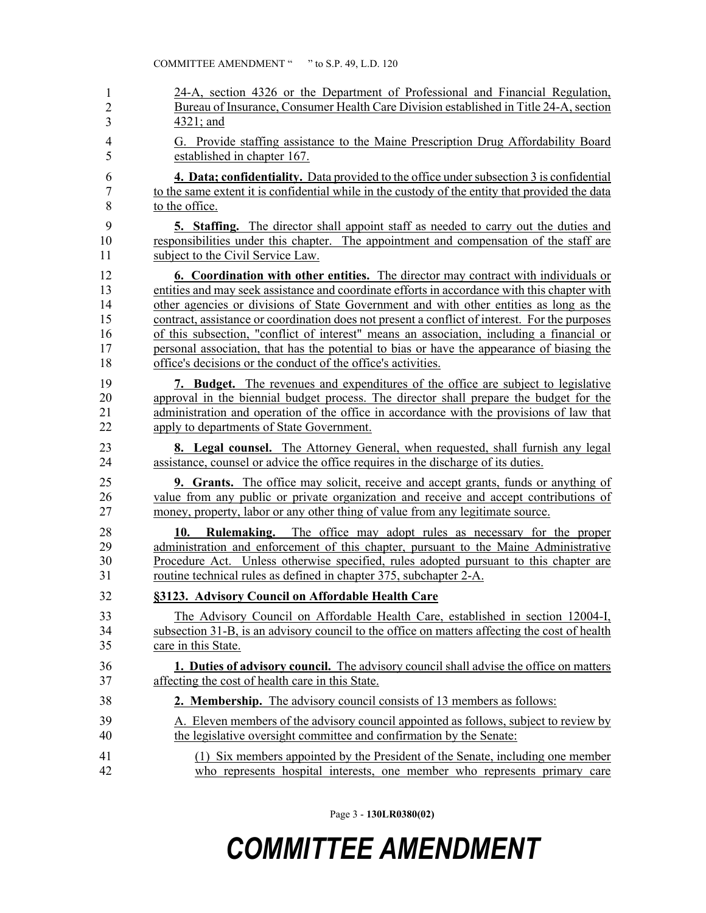24-A, section 4326 or the Department of Professional and Financial Regulation, Bureau of Insurance, Consumer Health Care Division established in Title 24-A, section 4321; and

G. Provide staffing assistance to the Maine Prescription Drug Affordability Board established in chapter 167.

**4. Data; confidentiality.** Data provided to the office under subsection 3 is confidential to the same extent it is confidential while in the custody of the entity that provided the data to the office.

**5. Staffing.** The director shall appoint staff as needed to carry out the duties and responsibilities under this chapter. The appointment and compensation of the staff are subject to the Civil Service Law.

**6. Coordination with other entities.** The director may contract with individuals or entities and may seek assistance and coordinate efforts in accordance with this chapter with other agencies or divisions of State Government and with other entities as long as the contract, assistance or coordination does not present a conflict of interest. For the purposes of this subsection, "conflict of interest" means an association, including a financial or personal association, that has the potential to bias or have the appearance of biasing the office's decisions or the conduct of the office's activities.

**7. Budget.** The revenues and expenditures of the office are subject to legislative approval in the biennial budget process. The director shall prepare the budget for the administration and operation of the office in accordance with the provisions of law that apply to departments of State Government.

**8. Legal counsel.** The Attorney General, when requested, shall furnish any legal assistance, counsel or advice the office requires in the discharge of its duties.

**9. Grants.** The office may solicit, receive and accept grants, funds or anything of value from any public or private organization and receive and accept contributions of money, property, labor or any other thing of value from any legitimate source.

**10. Rulemaking.** The office may adopt rules as necessary for the proper administration and enforcement of this chapter, pursuant to the Maine Administrative Procedure Act. Unless otherwise specified, rules adopted pursuant to this chapter are routine technical rules as defined in chapter 375, subchapter 2-A.

**§3123. Advisory Council on Affordable Health Care**

The Advisory Council on Affordable Health Care, established in section 12004-I, subsection 31-B, is an advisory council to the office on matters affecting the cost of health care in this State.

**1. Duties of advisory council.** The advisory council shall advise the office on matters affecting the cost of health care in this State.

**2. Membership.** The advisory council consists of 13 members as follows:

A. Eleven members of the advisory council appointed as follows, subject to review by the legislative oversight committee and confirmation by the Senate:

(1) Six members appointed by the President of the Senate, including one member who represents hospital interests, one member who represents primary care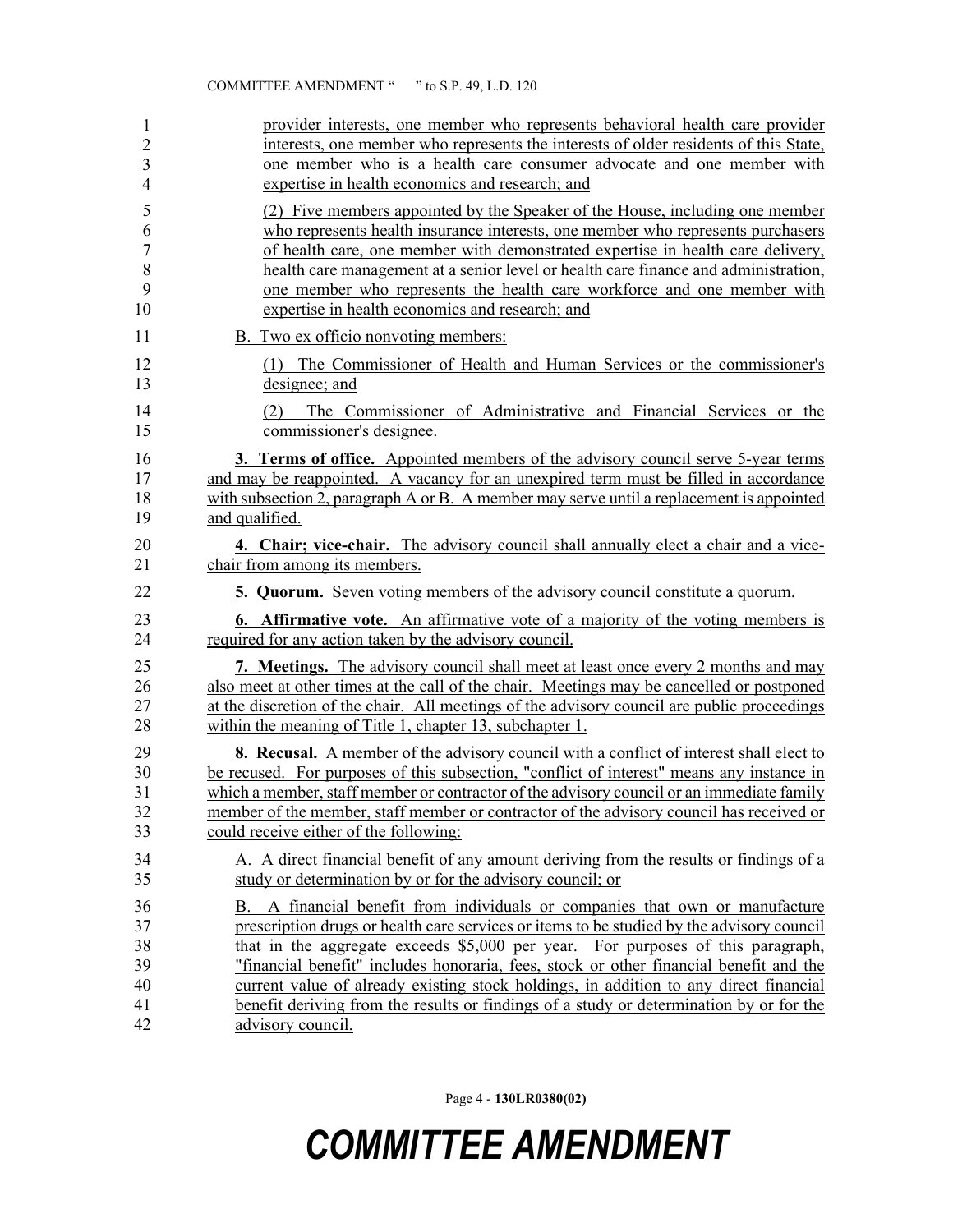provider interests, one member who represents behavioral health care provider interests, one member who represents the interests of older residents of this State, one member who is a health care consumer advocate and one member with expertise in health economics and research; and

(2) Five members appointed by the Speaker of the House, including one member who represents health insurance interests, one member who represents purchasers of health care, one member with demonstrated expertise in health care delivery, health care management at a senior level or health care finance and administration, one member who represents the health care workforce and one member with expertise in health economics and research; and

B. Two ex officio nonvoting members:

(1) The Commissioner of Health and Human Services or the commissioner's designee; and

(2) The Commissioner of Administrative and Financial Services or the commissioner's designee.

**3. Terms of office.** Appointed members of the advisory council serve 5-year terms and may be reappointed. A vacancy for an unexpired term must be filled in accordance with subsection 2, paragraph A or B. A member may serve until a replacement is appointed and qualified.

**4. Chair; vice-chair.** The advisory council shall annually elect a chair and a vice-chair from among its members.

**5. Quorum.** Seven voting members of the advisory council constitute a quorum.

**6. Affirmative vote.** An affirmative vote of a majority of the voting members is required for any action taken by the advisory council.

**7. Meetings.** The advisory council shall meet at least once every 2 months and may also meet at other times at the call of the chair. Meetings may be cancelled or postponed at the discretion of the chair. All meetings of the advisory council are public proceedings within the meaning of Title 1, chapter 13, subchapter 1.

**8. Recusal.** A member of the advisory council with a conflict of interest shall elect to be recused. For purposes of this subsection, "conflict of interest" means any instance in which a member, staff member or contractor of the advisory council or an immediate family member of the member, staff member or contractor of the advisory council has received or could receive either of the following:

A. A direct financial benefit of any amount deriving from the results or findings of a study or determination by or for the advisory council; or

B. A financial benefit from individuals or companies that own or manufacture prescription drugs or health care services or items to be studied by the advisory council that in the aggregate exceeds $5,000 per year. For purposes of this paragraph, "financial benefit" includes honoraria, fees, stock or other financial benefit and the current value of already existing stock holdings, in addition to any direct financial benefit deriving from the results or findings of a study or determination by or for the advisory council.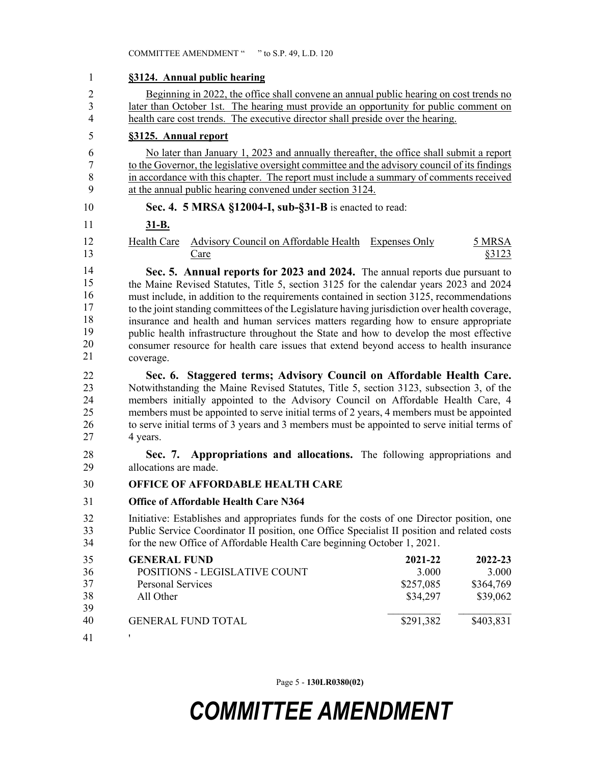**§3124. Annual public hearing**

Beginning in 2022, the office shall convene an annual public hearing on cost trends no later than October 1st. The hearing must provide an opportunity for public comment on health care cost trends. The executive director shall preside over the hearing.

**§3125. Annual report**

No later than January 1, 2023 and annually thereafter, the office shall submit a report to the Governor, the legislative oversight committee and the advisory council of its findings in accordance with this chapter. The report must include a summary of comments received at the annual public hearing convened under section 3124.

**Sec. 4. 5 MRSA §12004-I, sub-§31-B** is enacted to read:

**31-B.**

| | | | |
|---|---|---|---|
| Health Care | Advisory Council on Affordable Health Care | Expenses Only | 5 MRSA §3123 |

**Sec. 5. Annual reports for 2023 and 2024.** The annual reports due pursuant to the Maine Revised Statutes, Title 5, section 3125 for the calendar years 2023 and 2024 must include, in addition to the requirements contained in section 3125, recommendations to the joint standing committees of the Legislature having jurisdiction over health coverage, insurance and health and human services matters regarding how to ensure appropriate public health infrastructure throughout the State and how to develop the most effective consumer resource for health care issues that extend beyond access to health insurance coverage.

**Sec. 6. Staggered terms; Advisory Council on Affordable Health Care.** Notwithstanding the Maine Revised Statutes, Title 5, section 3123, subsection 3, of the members initially appointed to the Advisory Council on Affordable Health Care, 4 members must be appointed to serve initial terms of 2 years, 4 members must be appointed to serve initial terms of 3 years and 3 members must be appointed to serve initial terms of 4 years.

**Sec. 7. Appropriations and allocations.** The following appropriations and allocations are made.

**OFFICE OF AFFORDABLE HEALTH CARE**

**Office of Affordable Health Care N364**

Initiative: Establishes and appropriates funds for the costs of one Director position, one Public Service Coordinator II position, one Office Specialist II position and related costs for the new Office of Affordable Health Care beginning October 1, 2021.

| **GENERAL FUND** | **2021-22** | **2022-23** |
|---|---|---|
| POSITIONS - LEGISLATIVE COUNT | 3.000 | 3.000 |
| Personal Services | $257,085 | $364,769 |
| All Other | $34,297 | $39,062 |
| GENERAL FUND TOTAL | $291,382 | $403,831 |

'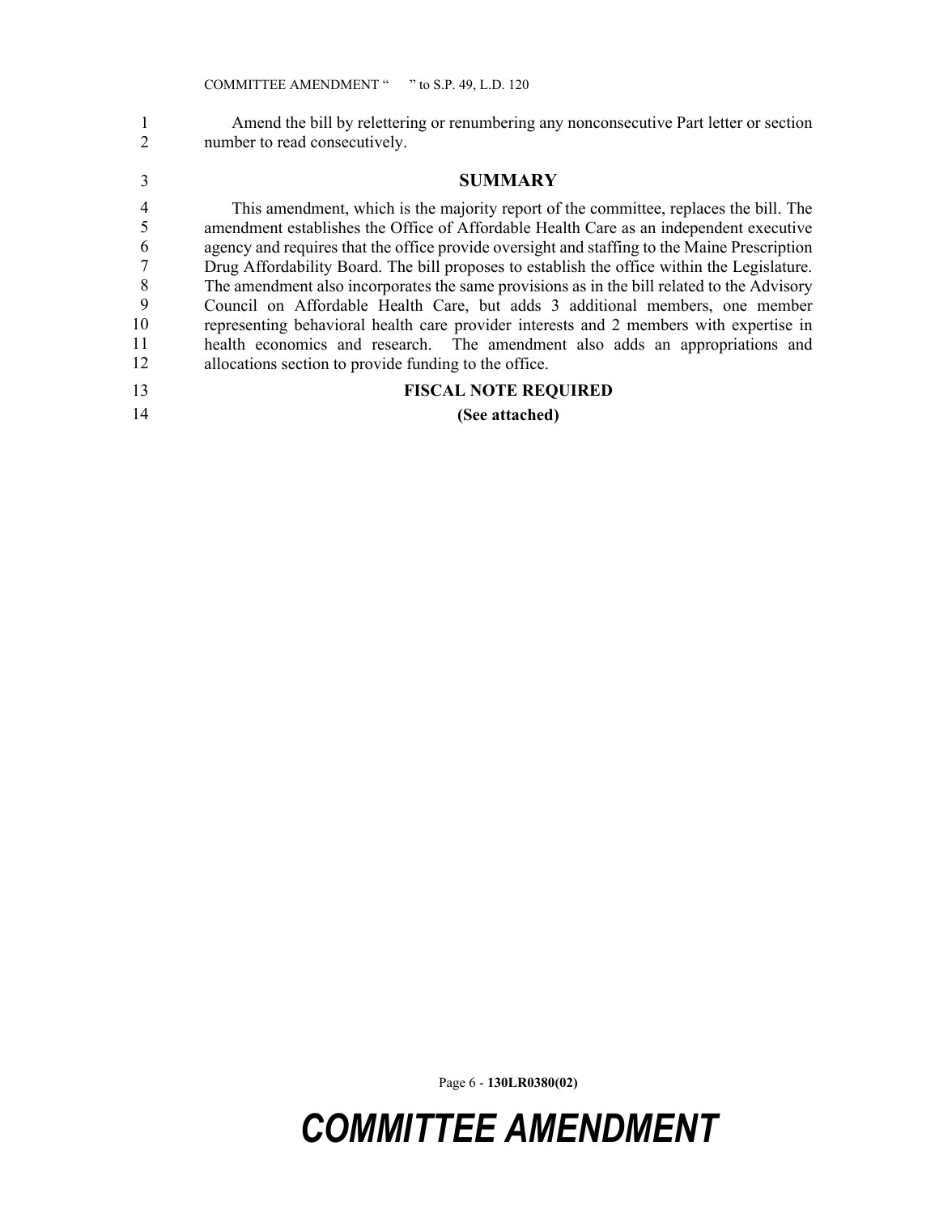Amend the bill by relettering or renumbering any nonconsecutive Part letter or section number to read consecutively.

## SUMMARY

This amendment, which is the majority report of the committee, replaces the bill. The amendment establishes the Office of Affordable Health Care as an independent executive agency and requires that the office provide oversight and staffing to the Maine Prescription Drug Affordability Board. The bill proposes to establish the office within the Legislature. The amendment also incorporates the same provisions as in the bill related to the Advisory Council on Affordable Health Care, but adds 3 additional members, one member representing behavioral health care provider interests and 2 members with expertise in health economics and research. The amendment also adds an appropriations and allocations section to provide funding to the office.

**FISCAL NOTE REQUIRED**

**(See attached)**